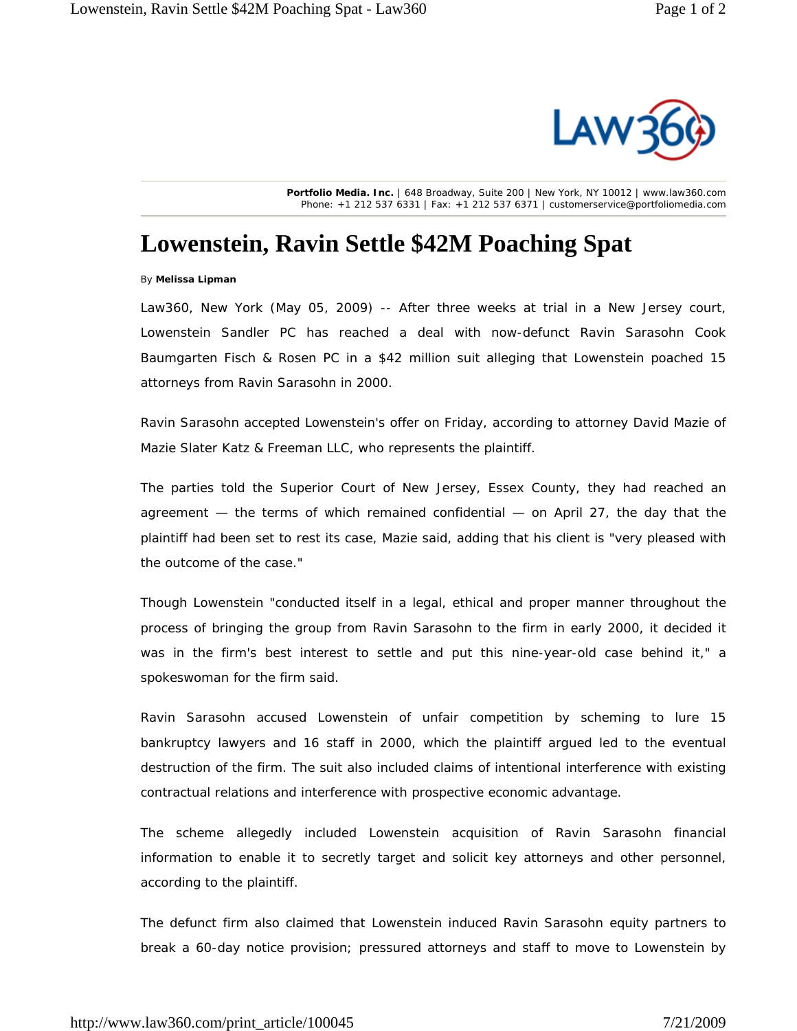Portfolio Media. Inc. | 648 Broadway, Suite 200 | New York, NY 10012 | www.law360.com
Phone: +1 212 537 6331 | Fax: +1 212 537 6371 | customerservice@portfoliomedia.com

# Lowenstein, Ravin Settle $42M Poaching Spat

By **Melissa Lipman**

Law360, New York (May 05, 2009) -- After three weeks at trial in a New Jersey court, Lowenstein Sandler PC has reached a deal with now-defunct Ravin Sarasohn Cook Baumgarten Fisch & Rosen PC in a $42 million suit alleging that Lowenstein poached 15 attorneys from Ravin Sarasohn in 2000.

Ravin Sarasohn accepted Lowenstein's offer on Friday, according to attorney David Mazie of Mazie Slater Katz & Freeman LLC, who represents the plaintiff.

The parties told the Superior Court of New Jersey, Essex County, they had reached an agreement — the terms of which remained confidential — on April 27, the day that the plaintiff had been set to rest its case, Mazie said, adding that his client is "very pleased with the outcome of the case."

Though Lowenstein "conducted itself in a legal, ethical and proper manner throughout the process of bringing the group from Ravin Sarasohn to the firm in early 2000, it decided it was in the firm's best interest to settle and put this nine-year-old case behind it," a spokeswoman for the firm said.

Ravin Sarasohn accused Lowenstein of unfair competition by scheming to lure 15 bankruptcy lawyers and 16 staff in 2000, which the plaintiff argued led to the eventual destruction of the firm. The suit also included claims of intentional interference with existing contractual relations and interference with prospective economic advantage.

The scheme allegedly included Lowenstein acquisition of Ravin Sarasohn financial information to enable it to secretly target and solicit key attorneys and other personnel, according to the plaintiff.

The defunct firm also claimed that Lowenstein induced Ravin Sarasohn equity partners to break a 60-day notice provision; pressured attorneys and staff to move to Lowenstein by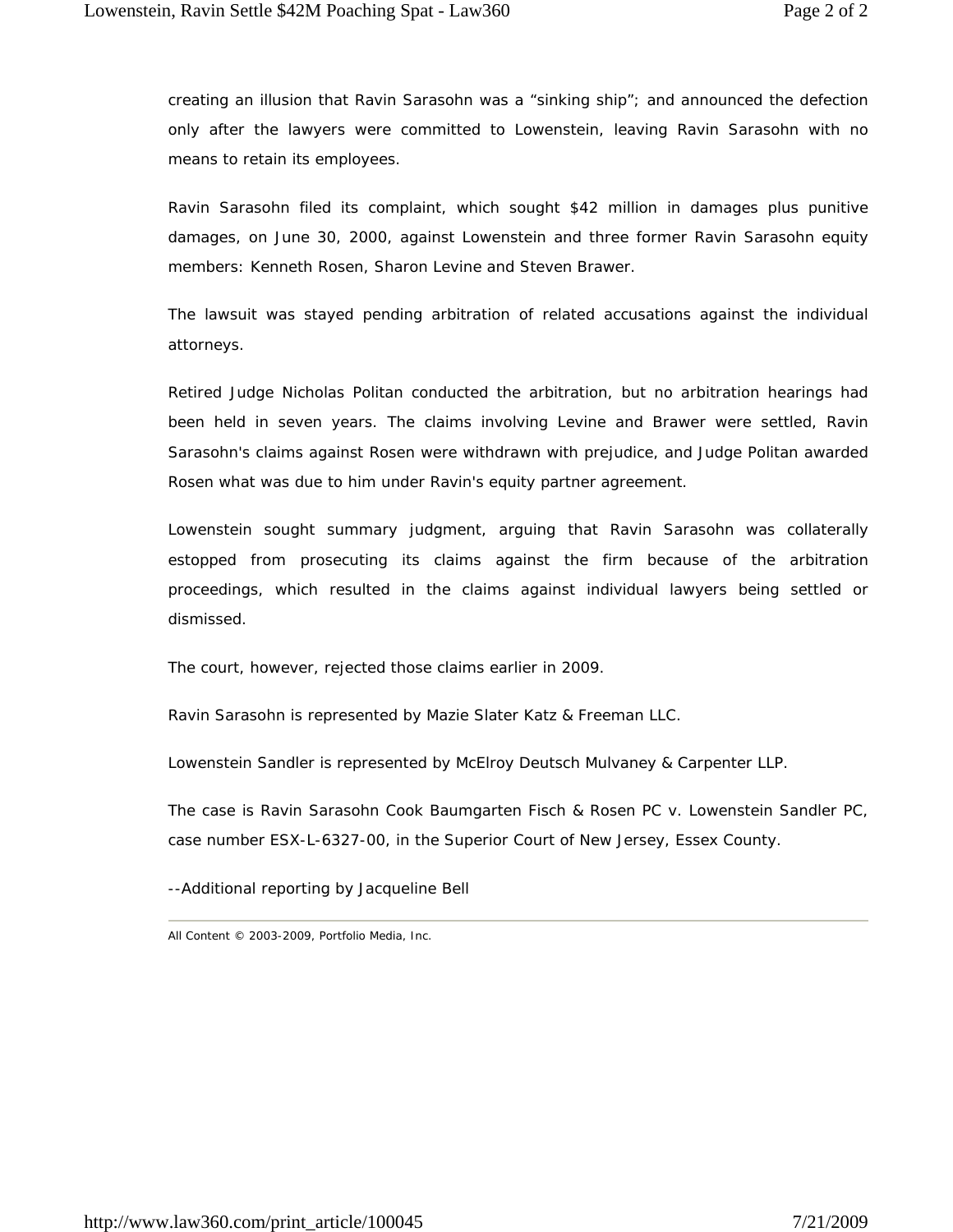creating an illusion that Ravin Sarasohn was a "sinking ship"; and announced the defection only after the lawyers were committed to Lowenstein, leaving Ravin Sarasohn with no means to retain its employees.

Ravin Sarasohn filed its complaint, which sought $42 million in damages plus punitive damages, on June 30, 2000, against Lowenstein and three former Ravin Sarasohn equity members: Kenneth Rosen, Sharon Levine and Steven Brawer.

The lawsuit was stayed pending arbitration of related accusations against the individual attorneys.

Retired Judge Nicholas Politan conducted the arbitration, but no arbitration hearings had been held in seven years. The claims involving Levine and Brawer were settled, Ravin Sarasohn's claims against Rosen were withdrawn with prejudice, and Judge Politan awarded Rosen what was due to him under Ravin's equity partner agreement.

Lowenstein sought summary judgment, arguing that Ravin Sarasohn was collaterally estopped from prosecuting its claims against the firm because of the arbitration proceedings, which resulted in the claims against individual lawyers being settled or dismissed.

The court, however, rejected those claims earlier in 2009.

Ravin Sarasohn is represented by Mazie Slater Katz & Freeman LLC.

Lowenstein Sandler is represented by McElroy Deutsch Mulvaney & Carpenter LLP.

The case is Ravin Sarasohn Cook Baumgarten Fisch & Rosen PC v. Lowenstein Sandler PC, case number ESX-L-6327-00, in the Superior Court of New Jersey, Essex County.

--Additional reporting by Jacqueline Bell

---

All Content © 2003-2009, Portfolio Media, Inc.